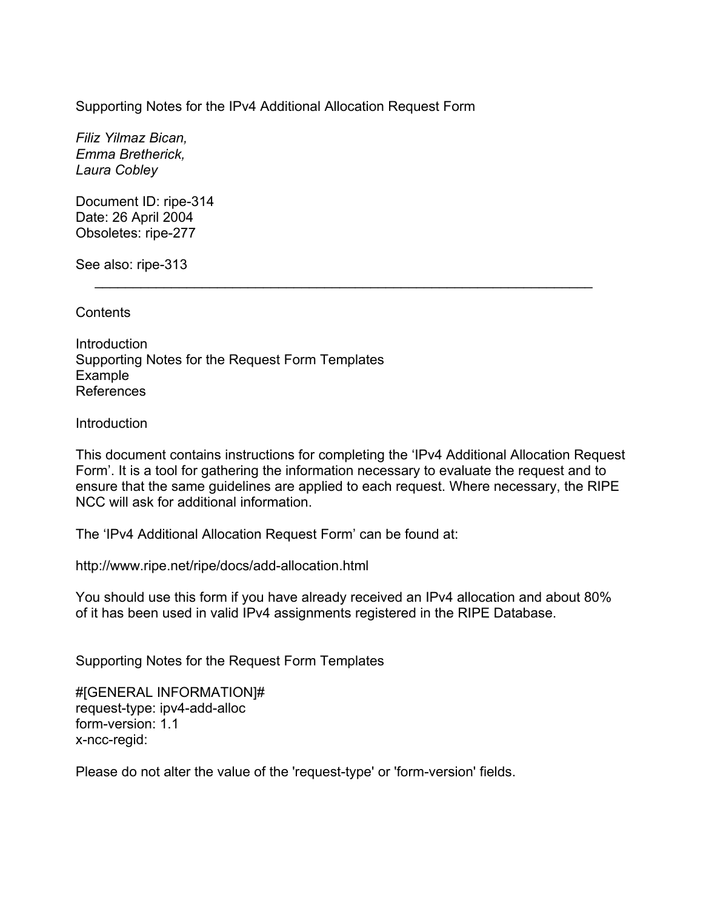# Supporting Notes for the IPv4 Additional Allocation Request Form

*Filiz Yilmaz Bican,*
*Emma Bretherick,*
*Laura Cobley*

Document ID: ripe-314
Date: 26 April 2004
Obsoletes: ripe-277

See also: ripe-313

---

## Contents

Introduction
Supporting Notes for the Request Form Templates
Example
References

## Introduction

This document contains instructions for completing the 'IPv4 Additional Allocation Request Form'. It is a tool for gathering the information necessary to evaluate the request and to ensure that the same guidelines are applied to each request. Where necessary, the RIPE NCC will ask for additional information.

The 'IPv4 Additional Allocation Request Form' can be found at:

http://www.ripe.net/ripe/docs/add-allocation.html

You should use this form if you have already received an IPv4 allocation and about 80% of it has been used in valid IPv4 assignments registered in the RIPE Database.

## Supporting Notes for the Request Form Templates

```
#[GENERAL INFORMATION]#
request-type: ipv4-add-alloc
form-version: 1.1
x-ncc-regid:
```

Please do not alter the value of the 'request-type' or 'form-version' fields.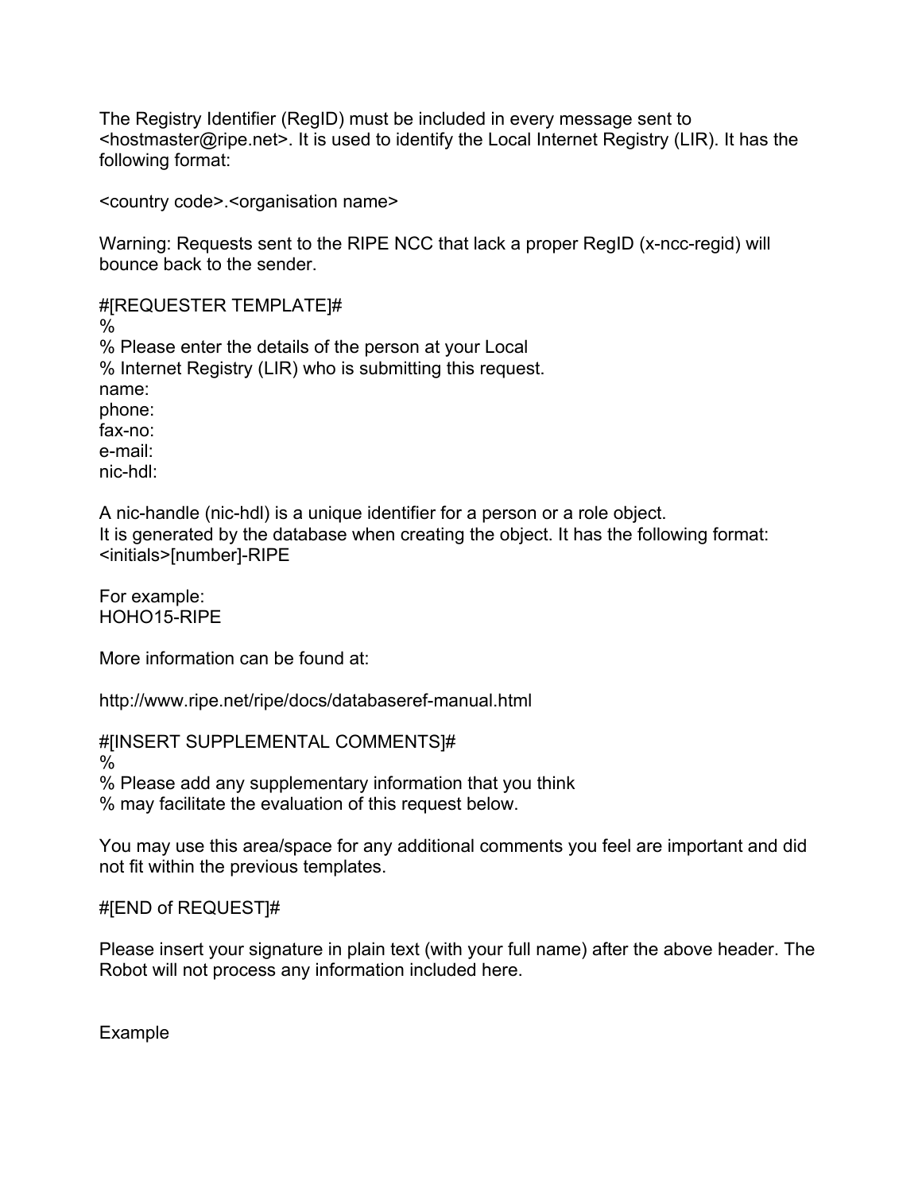The Registry Identifier (RegID) must be included in every message sent to <hostmaster@ripe.net>. It is used to identify the Local Internet Registry (LIR). It has the following format:

<country code>.<organisation name>

Warning: Requests sent to the RIPE NCC that lack a proper RegID (x-ncc-regid) will bounce back to the sender.

```
#[REQUESTER TEMPLATE]#
%
% Please enter the details of the person at your Local
% Internet Registry (LIR) who is submitting this request.
name:
phone:
fax-no:
e-mail:
nic-hdl:
```

A nic-handle (nic-hdl) is a unique identifier for a person or a role object.
It is generated by the database when creating the object. It has the following format:
<initials>[number]-RIPE

For example:
HOHO15-RIPE

More information can be found at:

http://www.ripe.net/ripe/docs/databaseref-manual.html

```
#[INSERT SUPPLEMENTAL COMMENTS]#
%
% Please add any supplementary information that you think
% may facilitate the evaluation of this request below.
```

You may use this area/space for any additional comments you feel are important and did not fit within the previous templates.

```
#[END of REQUEST]#
```

Please insert your signature in plain text (with your full name) after the above header. The Robot will not process any information included here.

Example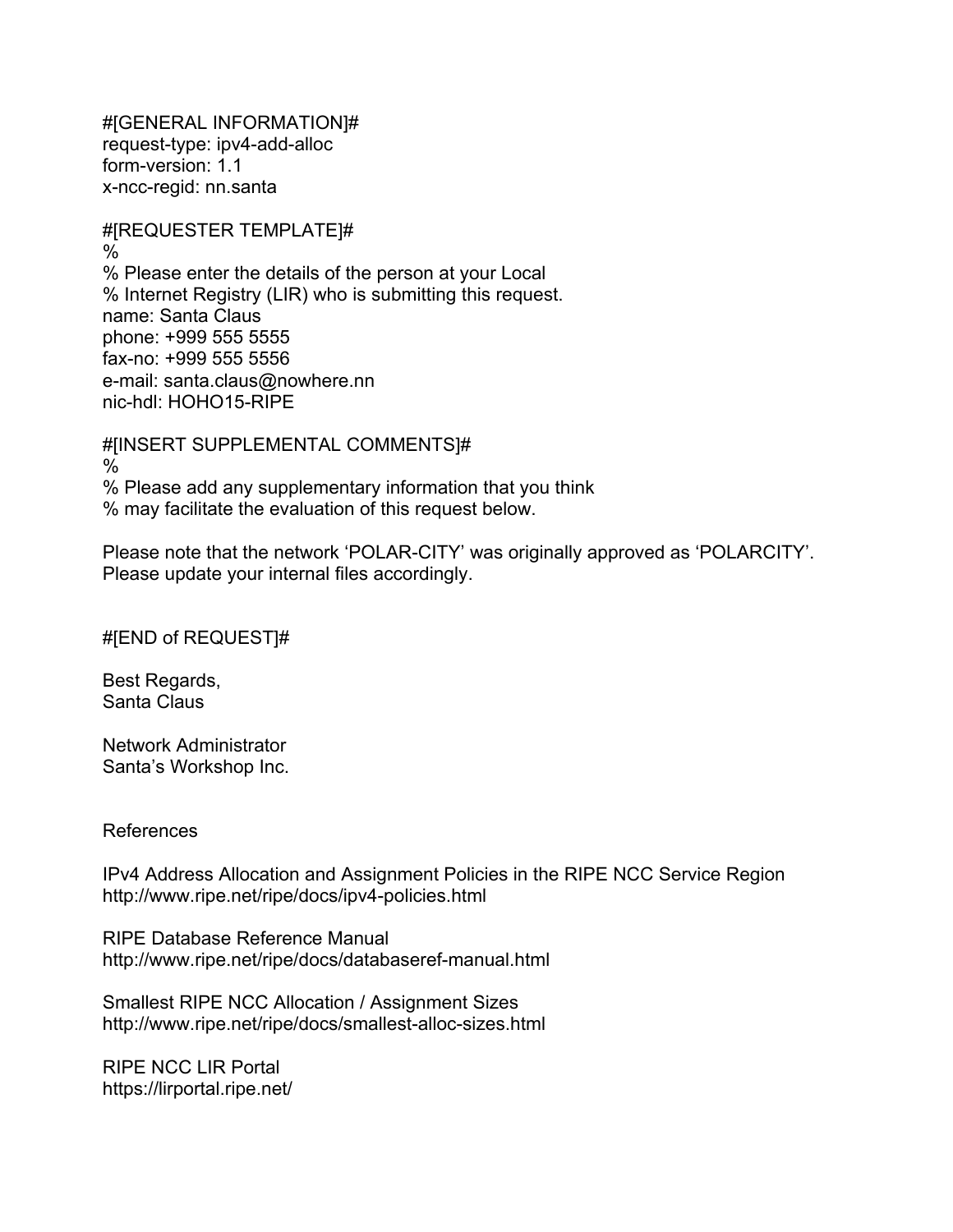#[GENERAL INFORMATION]#
request-type: ipv4-add-alloc
form-version: 1.1
x-ncc-regid: nn.santa

#[REQUESTER TEMPLATE]#
%
% Please enter the details of the person at your Local
% Internet Registry (LIR) who is submitting this request.
name: Santa Claus
phone: +999 555 5555
fax-no: +999 555 5556
e-mail: santa.claus@nowhere.nn
nic-hdl: HOHO15-RIPE

#[INSERT SUPPLEMENTAL COMMENTS]#
%
% Please add any supplementary information that you think
% may facilitate the evaluation of this request below.

Please note that the network ‘POLAR-CITY’ was originally approved as ‘POLARCITY’.
Please update your internal files accordingly.

#[END of REQUEST]#

Best Regards,
Santa Claus

Network Administrator
Santa’s Workshop Inc.

References

IPv4 Address Allocation and Assignment Policies in the RIPE NCC Service Region
http://www.ripe.net/ripe/docs/ipv4-policies.html

RIPE Database Reference Manual
http://www.ripe.net/ripe/docs/databaseref-manual.html

Smallest RIPE NCC Allocation / Assignment Sizes
http://www.ripe.net/ripe/docs/smallest-alloc-sizes.html

RIPE NCC LIR Portal
https://lirportal.ripe.net/